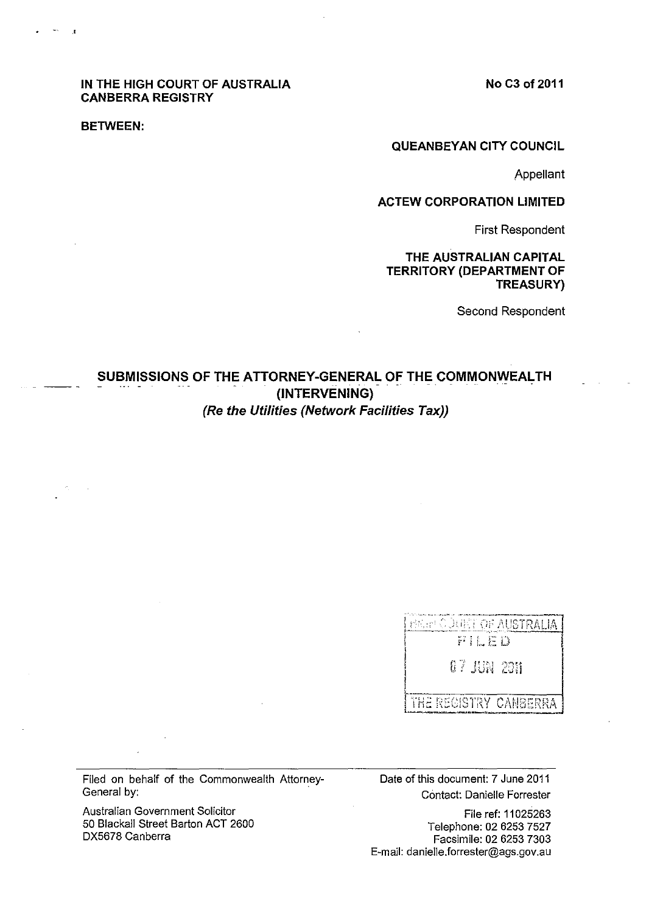IN THE HIGH COURT OF AUSTRALIA
CANBERRA REGISTRY

No C3 of 2011

BETWEEN:

**QUEANBEYAN CITY COUNCIL**

Appellant

**ACTEW CORPORATION LIMITED**

First Respondent

**THE AUSTRALIAN CAPITAL TERRITORY (DEPARTMENT OF TREASURY)**

Second Respondent

# SUBMISSIONS OF THE ATTORNEY-GENERAL OF THE COMMONWEALTH (INTERVENING)

***(Re the Utilities (Network Facilities Tax))***

HIGH COURT OF AUSTRALIA
FILED
07 JUN 2011
THE REGISTRY CANBERRA

Filed on behalf of the Commonwealth Attorney-General by:

Australian Government Solicitor
50 Blackall Street Barton ACT 2600
DX5678 Canberra

Date of this document: 7 June 2011
Contact: Danielle Forrester

File ref: 11025263
Telephone: 02 6253 7527
Facsimile: 02 6253 7303
E-mail: danielle.forrester@ags.gov.au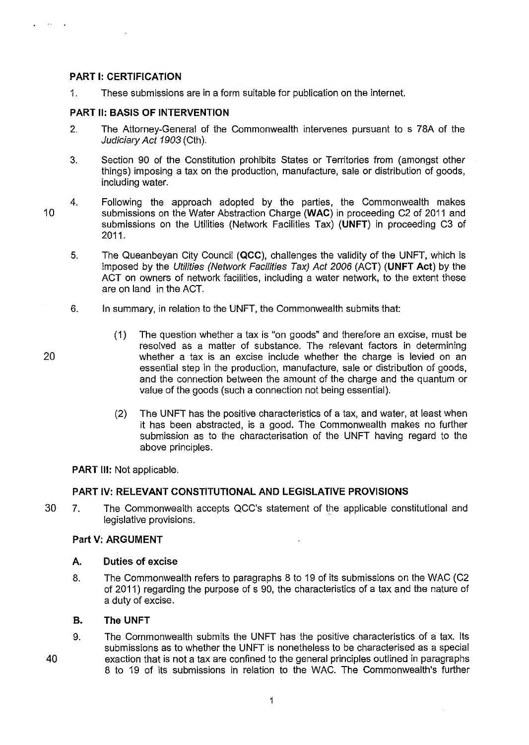**PART I: CERTIFICATION**

1. These submissions are in a form suitable for publication on the internet.

**PART II: BASIS OF INTERVENTION**

2. The Attorney-General of the Commonwealth intervenes pursuant to s 78A of the *Judiciary Act 1903* (Cth).

3. Section 90 of the Constitution prohibits States or Territories from (amongst other things) imposing a tax on the production, manufacture, sale or distribution of goods, including water.

4. Following the approach adopted by the parties, the Commonwealth makes submissions on the Water Abstraction Charge (**WAC**) in proceeding C2 of 2011 and submissions on the Utilities (Network Facilities Tax) (**UNFT**) in proceeding C3 of 2011.

5. The Queanbeyan City Council (**QCC**), challenges the validity of the UNFT, which is imposed by the *Utilities (Network Facilities Tax) Act 2006* (ACT) (**UNFT Act**) by the ACT on owners of network facilities, including a water network, to the extent these are on land in the ACT.

6. In summary, in relation to the UNFT, the Commonwealth submits that:

   (1) The question whether a tax is "on goods" and therefore an excise, must be resolved as a matter of substance. The relevant factors in determining whether a tax is an excise include whether the charge is levied on an essential step in the production, manufacture, sale or distribution of goods, and the connection between the amount of the charge and the quantum or value of the goods (such a connection not being essential).

   (2) The UNFT has the positive characteristics of a tax, and water, at least when it has been abstracted, is a good. The Commonwealth makes no further submission as to the characterisation of the UNFT having regard to the above principles.

**PART III:** Not applicable.

**PART IV: RELEVANT CONSTITUTIONAL AND LEGISLATIVE PROVISIONS**

7. The Commonwealth accepts QCC's statement of the applicable constitutional and legislative provisions.

**Part V: ARGUMENT**

**A. Duties of excise**

8. The Commonwealth refers to paragraphs 8 to 19 of its submissions on the WAC (C2 of 2011) regarding the purpose of s 90, the characteristics of a tax and the nature of a duty of excise.

**B. The UNFT**

9. The Commonwealth submits the UNFT has the positive characteristics of a tax. Its submissions as to whether the UNFT is nonetheless to be characterised as a special exaction that is not a tax are confined to the general principles outlined in paragraphs 8 to 19 of its submissions in relation to the WAC. The Commonwealth's further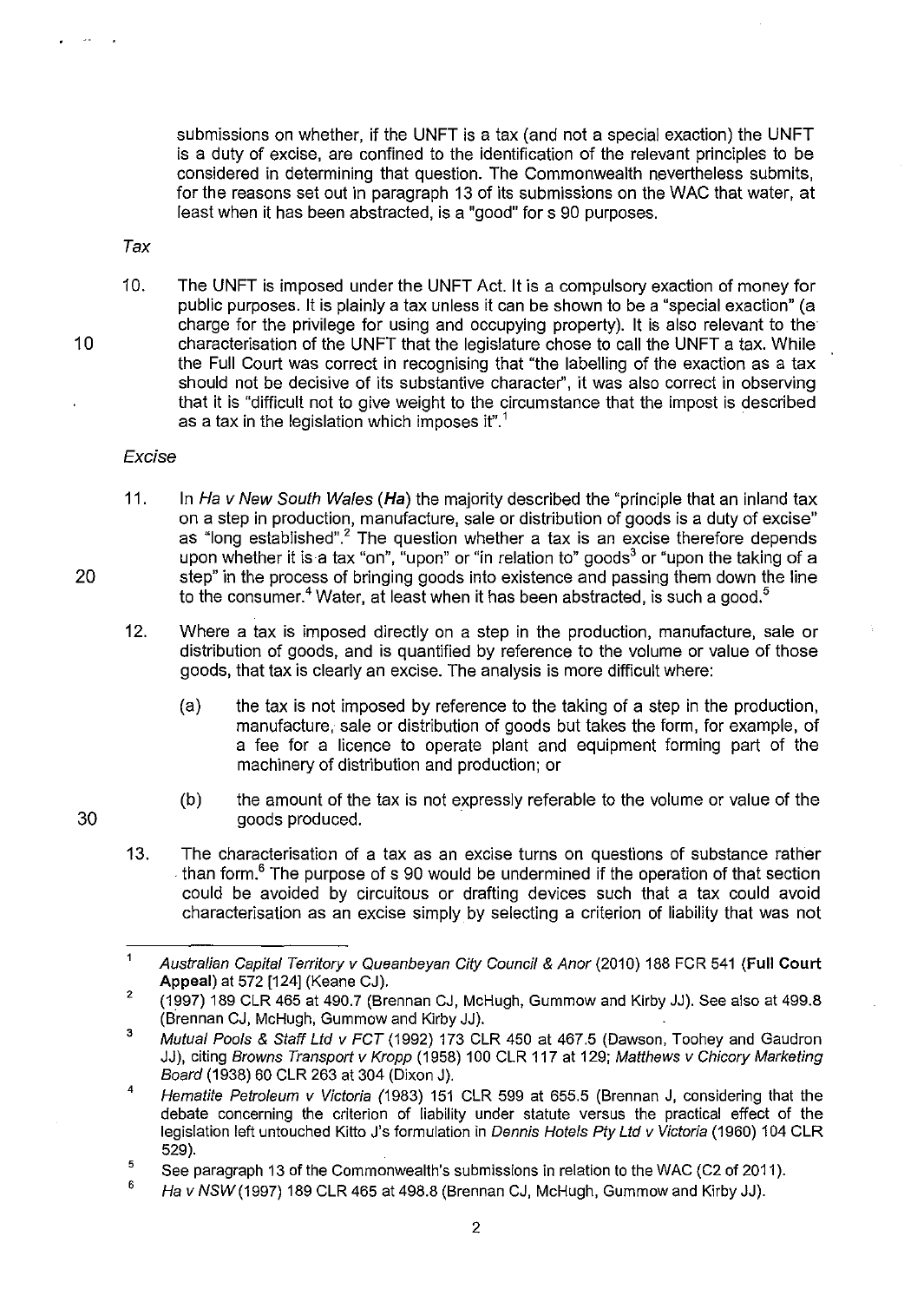submissions on whether, if the UNFT is a tax (and not a special exaction) the UNFT is a duty of excise, are confined to the identification of the relevant principles to be considered in determining that question. The Commonwealth nevertheless submits, for the reasons set out in paragraph 13 of its submissions on the WAC that water, at least when it has been abstracted, is a "good" for s 90 purposes.

*Tax*

10. The UNFT is imposed under the UNFT Act. It is a compulsory exaction of money for public purposes. It is plainly a tax unless it can be shown to be a "special exaction" (a charge for the privilege for using and occupying property). It is also relevant to the characterisation of the UNFT that the legislature chose to call the UNFT a tax. While the Full Court was correct in recognising that "the labelling of the exaction as a tax should not be decisive of its substantive character", it was also correct in observing that it is "difficult not to give weight to the circumstance that the impost is described as a tax in the legislation which imposes it".[1]

*Excise*

11. In *Ha v New South Wales* (**Ha**) the majority described the "principle that an inland tax on a step in production, manufacture, sale or distribution of goods is a duty of excise" as "long established".[2] The question whether a tax is an excise therefore depends upon whether it is a tax "on", "upon" or "in relation to" goods[3] or "upon the taking of a step" in the process of bringing goods into existence and passing them down the line to the consumer.[4] Water, at least when it has been abstracted, is such a good.[5]

12. Where a tax is imposed directly on a step in the production, manufacture, sale or distribution of goods, and is quantified by reference to the volume or value of those goods, that tax is clearly an excise. The analysis is more difficult where:

    (a) the tax is not imposed by reference to the taking of a step in the production, manufacture, sale or distribution of goods but takes the form, for example, of a fee for a licence to operate plant and equipment forming part of the machinery of distribution and production; or

    (b) the amount of the tax is not expressly referable to the volume or value of the goods produced.

13. The characterisation of a tax as an excise turns on questions of substance rather than form.[6] The purpose of s 90 would be undermined if the operation of that section could be avoided by circuitous or drafting devices such that a tax could avoid characterisation as an excise simply by selecting a criterion of liability that was not

---

[1] *Australian Capital Territory v Queanbeyan City Council & Anor* (2010) 188 FCR 541 (**Full Court Appeal**) at 572 [124] (Keane CJ).

[2] (1997) 189 CLR 465 at 490.7 (Brennan CJ, McHugh, Gummow and Kirby JJ). See also at 499.8 (Brennan CJ, McHugh, Gummow and Kirby JJ).

[3] *Mutual Pools & Staff Ltd v FCT* (1992) 173 CLR 450 at 467.5 (Dawson, Toohey and Gaudron JJ), citing *Browns Transport v Kropp* (1958) 100 CLR 117 at 129; *Matthews v Chicory Marketing Board* (1938) 60 CLR 263 at 304 (Dixon J).

[4] *Hematite Petroleum v Victoria* (1983) 151 CLR 599 at 655.5 (Brennan J, considering that the debate concerning the criterion of liability under statute versus the practical effect of the legislation left untouched Kitto J's formulation in *Dennis Hotels Pty Ltd v Victoria* (1960) 104 CLR 529).

[5] See paragraph 13 of the Commonwealth's submissions in relation to the WAC (C2 of 2011).

[6] *Ha v NSW* (1997) 189 CLR 465 at 498.8 (Brennan CJ, McHugh, Gummow and Kirby JJ).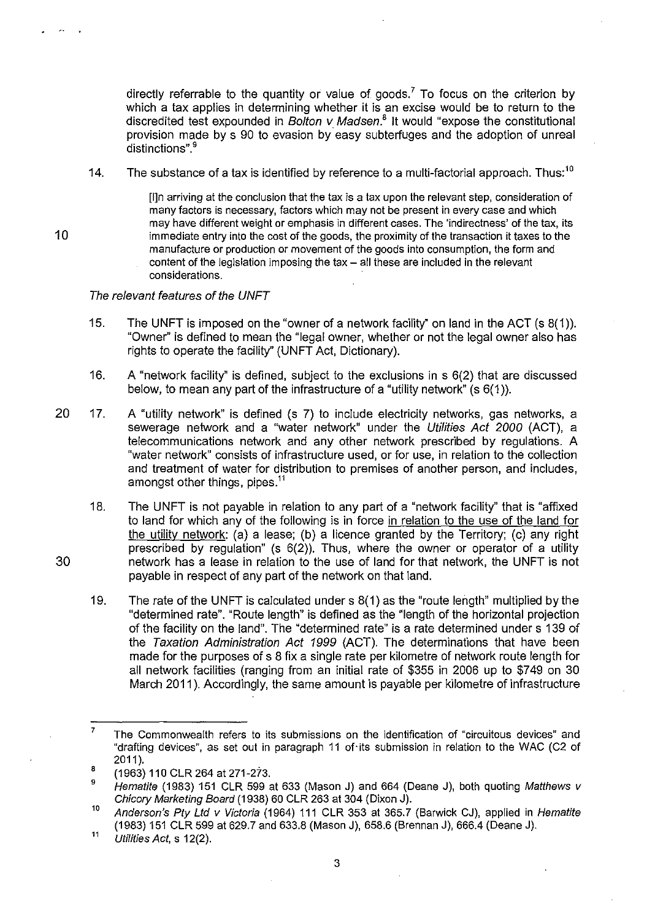directly referrable to the quantity or value of goods.[7] To focus on the criterion by which a tax applies in determining whether it is an excise would be to return to the discredited test expounded in *Bolton v Madsen*.[8] It would "expose the constitutional provision made by s 90 to evasion by easy subterfuges and the adoption of unreal distinctions".[9]

14. The substance of a tax is identified by reference to a multi-factorial approach. Thus:[10]

> [I]n arriving at the conclusion that the tax is a tax upon the relevant step, consideration of many factors is necessary, factors which may not be present in every case and which may have different weight or emphasis in different cases. The 'indirectness' of the tax, its immediate entry into the cost of the goods, the proximity of the transaction it taxes to the manufacture or production or movement of the goods into consumption, the form and content of the legislation imposing the tax – all these are included in the relevant considerations.

*The relevant features of the UNFT*

15. The UNFT is imposed on the "owner of a network facility" on land in the ACT (s 8(1)). "Owner" is defined to mean the "legal owner, whether or not the legal owner also has rights to operate the facility" (UNFT Act, Dictionary).

16. A "network facility" is defined, subject to the exclusions in s 6(2) that are discussed below, to mean any part of the infrastructure of a "utility network" (s 6(1)).

17. A "utility network" is defined (s 7) to include electricity networks, gas networks, a sewerage network and a "water network" under the *Utilities Act 2000* (ACT), a telecommunications network and any other network prescribed by regulations. A "water network" consists of infrastructure used, or for use, in relation to the collection and treatment of water for distribution to premises of another person, and includes, amongst other things, pipes.[11]

18. The UNFT is not payable in relation to any part of a "network facility" that is "affixed to land for which any of the following is in force in relation to the use of the land for the utility network: (a) a lease; (b) a licence granted by the Territory; (c) any right prescribed by regulation" (s 6(2)). Thus, where the owner or operator of a utility network has a lease in relation to the use of land for that network, the UNFT is not payable in respect of any part of the network on that land.

19. The rate of the UNFT is calculated under s 8(1) as the "route length" multiplied by the "determined rate". "Route length" is defined as the "length of the horizontal projection of the facility on the land". The "determined rate" is a rate determined under s 139 of the *Taxation Administration Act 1999* (ACT). The determinations that have been made for the purposes of s 8 fix a single rate per kilometre of network route length for all network facilities (ranging from an initial rate of $355 in 2006 up to $749 on 30 March 2011). Accordingly, the same amount is payable per kilometre of infrastructure

---

[7] The Commonwealth refers to its submissions on the identification of "circuitous devices" and "drafting devices", as set out in paragraph 11 of its submission in relation to the WAC (C2 of 2011).

[8] (1963) 110 CLR 264 at 271-273.

[9] *Hematite* (1983) 151 CLR 599 at 633 (Mason J) and 664 (Deane J), both quoting *Matthews v Chicory Marketing Board* (1938) 60 CLR 263 at 304 (Dixon J).

[10] *Anderson's Pty Ltd v Victoria* (1964) 111 CLR 353 at 365.7 (Barwick CJ), applied in *Hematite* (1983) 151 CLR 599 at 629.7 and 633.8 (Mason J), 658.6 (Brennan J), 666.4 (Deane J).

[11] *Utilities Act*, s 12(2).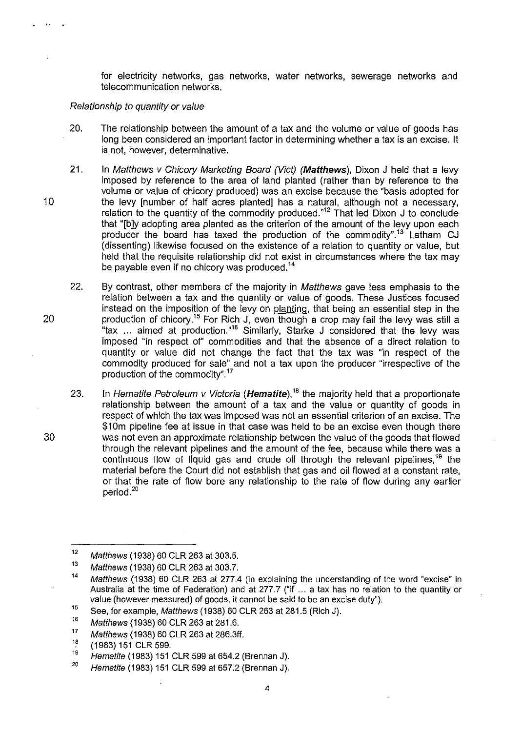for electricity networks, gas networks, water networks, sewerage networks and telecommunication networks.

*Relationship to quantity or value*

20. The relationship between the amount of a tax and the volume or value of goods has long been considered an important factor in determining whether a tax is an excise. It is not, however, determinative.

21. In *Matthews v Chicory Marketing Board (Vict)* (***Matthews***), Dixon J held that a levy imposed by reference to the area of land planted (rather than by reference to the volume or value of chicory produced) was an excise because the "basis adopted for the levy [number of half acres planted] has a natural, although not a necessary, relation to the quantity of the commodity produced."[12] That led Dixon J to conclude that "[b]y adopting area planted as the criterion of the amount of the levy upon each producer the board has taxed the production of the commodity".[13] Latham CJ (dissenting) likewise focused on the existence of a relation to quantity or value, but held that the requisite relationship did not exist in circumstances where the tax may be payable even if no chicory was produced.[14]

22. By contrast, other members of the majority in *Matthews* gave less emphasis to the relation between a tax and the quantity or value of goods. These Justices focused instead on the imposition of the levy on planting, that being an essential step in the production of chicory.[15] For Rich J, even though a crop may fail the levy was still a "tax ... aimed at production."[16] Similarly, Starke J considered that the levy was imposed "in respect of" commodities and that the absence of a direct relation to quantity or value did not change the fact that the tax was "in respect of the commodity produced for sale" and not a tax upon the producer "irrespective of the production of the commodity".[17]

23. In *Hematite Petroleum v Victoria* (***Hematite***),[18] the majority held that a proportionate relationship between the amount of a tax and the value or quantity of goods in respect of which the tax was imposed was not an essential criterion of an excise. The $10m pipeline fee at issue in that case was held to be an excise even though there was not even an approximate relationship between the value of the goods that flowed through the relevant pipelines and the amount of the fee, because while there was a continuous flow of liquid gas and crude oil through the relevant pipelines,[19] the material before the Court did not establish that gas and oil flowed at a constant rate, or that the rate of flow bore any relationship to the rate of flow during any earlier period.[20]

---

[12] *Matthews* (1938) 60 CLR 263 at 303.5.

[13] *Matthews* (1938) 60 CLR 263 at 303.7.

[14] *Matthews* (1938) 60 CLR 263 at 277.4 (in explaining the understanding of the word "excise" in Australia at the time of Federation) and at 277.7 ("if ... a tax has no relation to the quantity or value (however measured) of goods, it cannot be said to be an excise duty").

[15] See, for example, *Matthews* (1938) 60 CLR 263 at 281.5 (Rich J).

[16] *Matthews* (1938) 60 CLR 263 at 281.6.

[17] *Matthews* (1938) 60 CLR 263 at 286.3ff.

[18] (1983) 151 CLR 599.

[19] *Hematite* (1983) 151 CLR 599 at 654.2 (Brennan J).

[20] *Hematite* (1983) 151 CLR 599 at 657.2 (Brennan J).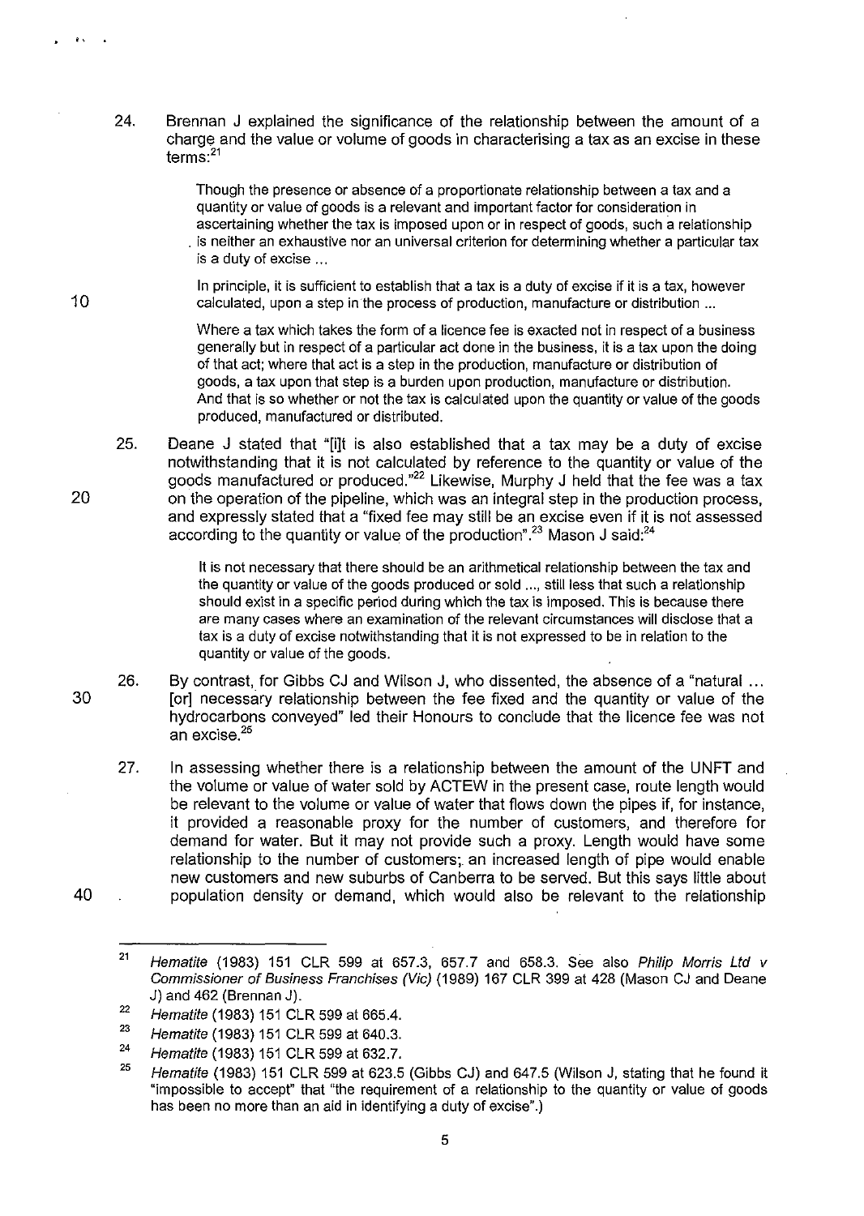24. Brennan J explained the significance of the relationship between the amount of a charge and the value or volume of goods in characterising a tax as an excise in these terms:[21]

> Though the presence or absence of a proportionate relationship between a tax and a quantity or value of goods is a relevant and important factor for consideration in ascertaining whether the tax is imposed upon or in respect of goods, such a relationship is neither an exhaustive nor an universal criterion for determining whether a particular tax is a duty of excise ...
>
> In principle, it is sufficient to establish that a tax is a duty of excise if it is a tax, however calculated, upon a step in the process of production, manufacture or distribution ...
>
> Where a tax which takes the form of a licence fee is exacted not in respect of a business generally but in respect of a particular act done in the business, it is a tax upon the doing of that act; where that act is a step in the production, manufacture or distribution of goods, a tax upon that step is a burden upon production, manufacture or distribution. And that is so whether or not the tax is calculated upon the quantity or value of the goods produced, manufactured or distributed.

25. Deane J stated that "[i]t is also established that a tax may be a duty of excise notwithstanding that it is not calculated by reference to the quantity or value of the goods manufactured or produced."[22] Likewise, Murphy J held that the fee was a tax on the operation of the pipeline, which was an integral step in the production process, and expressly stated that a "fixed fee may still be an excise even if it is not assessed according to the quantity or value of the production".[23] Mason J said:[24]

> It is not necessary that there should be an arithmetical relationship between the tax and the quantity or value of the goods produced or sold ..., still less that such a relationship should exist in a specific period during which the tax is imposed. This is because there are many cases where an examination of the relevant circumstances will disclose that a tax is a duty of excise notwithstanding that it is not expressed to be in relation to the quantity or value of the goods.

26. By contrast, for Gibbs CJ and Wilson J, who dissented, the absence of a "natural ... [or] necessary relationship between the fee fixed and the quantity or value of the hydrocarbons conveyed" led their Honours to conclude that the licence fee was not an excise.[25]

27. In assessing whether there is a relationship between the amount of the UNFT and the volume or value of water sold by ACTEW in the present case, route length would be relevant to the volume or value of water that flows down the pipes if, for instance, it provided a reasonable proxy for the number of customers, and therefore for demand for water. But it may not provide such a proxy. Length would have some relationship to the number of customers; an increased length of pipe would enable new customers and new suburbs of Canberra to be served. But this says little about population density or demand, which would also be relevant to the relationship

---

[21] *Hematite* (1983) 151 CLR 599 at 657.3, 657.7 and 658.3. See also *Philip Morris Ltd v Commissioner of Business Franchises (Vic)* (1989) 167 CLR 399 at 428 (Mason CJ and Deane J) and 462 (Brennan J).

[22] *Hematite* (1983) 151 CLR 599 at 665.4.

[23] *Hematite* (1983) 151 CLR 599 at 640.3.

[24] *Hematite* (1983) 151 CLR 599 at 632.7.

[25] *Hematite* (1983) 151 CLR 599 at 623.5 (Gibbs CJ) and 647.5 (Wilson J, stating that he found it "impossible to accept" that "the requirement of a relationship to the quantity or value of goods has been no more than an aid in identifying a duty of excise".)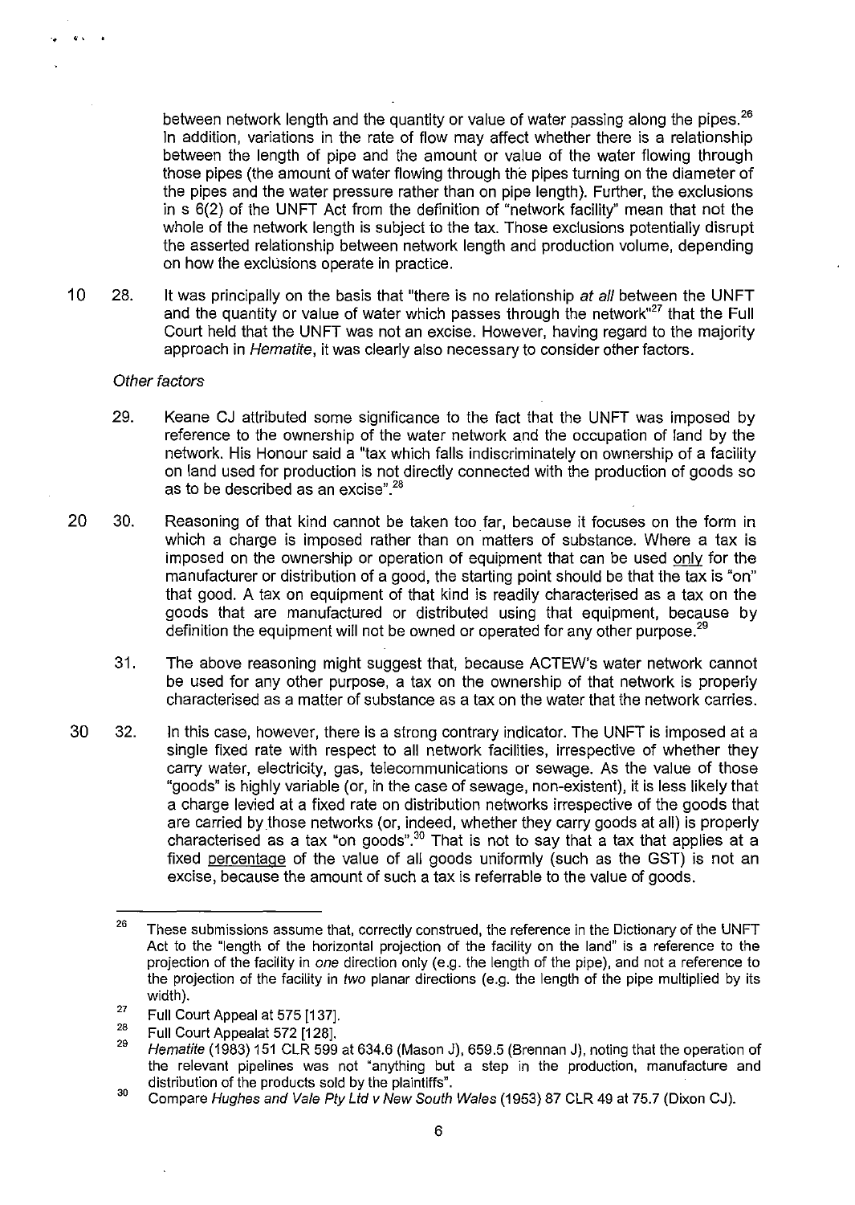between network length and the quantity or value of water passing along the pipes.[26] In addition, variations in the rate of flow may affect whether there is a relationship between the length of pipe and the amount or value of the water flowing through those pipes (the amount of water flowing through the pipes turning on the diameter of the pipes and the water pressure rather than on pipe length). Further, the exclusions in s 6(2) of the UNFT Act from the definition of "network facility" mean that not the whole of the network length is subject to the tax. Those exclusions potentially disrupt the asserted relationship between network length and production volume, depending on how the exclusions operate in practice.

28. It was principally on the basis that "there is no relationship *at all* between the UNFT and the quantity or value of water which passes through the network"[27] that the Full Court held that the UNFT was not an excise. However, having regard to the majority approach in *Hematite*, it was clearly also necessary to consider other factors.

*Other factors*

29. Keane CJ attributed some significance to the fact that the UNFT was imposed by reference to the ownership of the water network and the occupation of land by the network. His Honour said a "tax which falls indiscriminately on ownership of a facility on land used for production is not directly connected with the production of goods so as to be described as an excise".[28]

30. Reasoning of that kind cannot be taken too far, because it focuses on the form in which a charge is imposed rather than on matters of substance. Where a tax is imposed on the ownership or operation of equipment that can be used only for the manufacturer or distribution of a good, the starting point should be that the tax is "on" that good. A tax on equipment of that kind is readily characterised as a tax on the goods that are manufactured or distributed using that equipment, because by definition the equipment will not be owned or operated for any other purpose.[29]

31. The above reasoning might suggest that, because ACTEW's water network cannot be used for any other purpose, a tax on the ownership of that network is properly characterised as a matter of substance as a tax on the water that the network carries.

32. In this case, however, there is a strong contrary indicator. The UNFT is imposed at a single fixed rate with respect to all network facilities, irrespective of whether they carry water, electricity, gas, telecommunications or sewage. As the value of those "goods" is highly variable (or, in the case of sewage, non-existent), it is less likely that a charge levied at a fixed rate on distribution networks irrespective of the goods that are carried by those networks (or, indeed, whether they carry goods at all) is properly characterised as a tax "on goods".[30] That is not to say that a tax that applies at a fixed percentage of the value of all goods uniformly (such as the GST) is not an excise, because the amount of such a tax is referrable to the value of goods.

---

[26] These submissions assume that, correctly construed, the reference in the Dictionary of the UNFT Act to the "length of the horizontal projection of the facility on the land" is a reference to the projection of the facility in *one* direction only (e.g. the length of the pipe), and not a reference to the projection of the facility in *two* planar directions (e.g. the length of the pipe multiplied by its width).

[27] Full Court Appeal at 575 [137].

[28] Full Court Appealat 572 [128].

[29] *Hematite* (1983) 151 CLR 599 at 634.6 (Mason J), 659.5 (Brennan J), noting that the operation of the relevant pipelines was not "anything but a step in the production, manufacture and distribution of the products sold by the plaintiffs".

[30] Compare *Hughes and Vale Pty Ltd v New South Wales* (1953) 87 CLR 49 at 75.7 (Dixon CJ).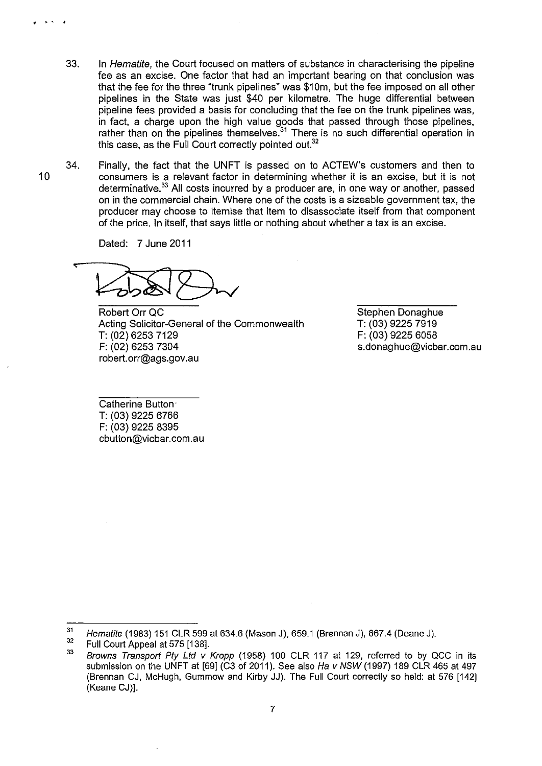33. In *Hematite*, the Court focused on matters of substance in characterising the pipeline fee as an excise. One factor that had an important bearing on that conclusion was that the fee for the three "trunk pipelines" was $10m, but the fee imposed on all other pipelines in the State was just $40 per kilometre. The huge differential between pipeline fees provided a basis for concluding that the fee on the trunk pipelines was, in fact, a charge upon the high value goods that passed through those pipelines, rather than on the pipelines themselves.[31] There is no such differential operation in this case, as the Full Court correctly pointed out.[32]

34. Finally, the fact that the UNFT is passed on to ACTEW's customers and then to consumers is a relevant factor in determining whether it is an excise, but it is not determinative.[33] All costs incurred by a producer are, in one way or another, passed on in the commercial chain. Where one of the costs is a sizeable government tax, the producer may choose to itemise that item to disassociate itself from that component of the price. In itself, that says little or nothing about whether a tax is an excise.

Dated: 7 June 2011

Robert Orr QC
Acting Solicitor-General of the Commonwealth
T: (02) 6253 7129
F: (02) 6253 7304
robert.orr@ags.gov.au

Stephen Donaghue
T: (03) 9225 7919
F: (03) 9225 6058
s.donaghue@vicbar.com.au

Catherine Button
T: (03) 9225 6766
F: (03) 9225 8395
cbutton@vicbar.com.au

---

[31] *Hematite* (1983) 151 CLR 599 at 634.6 (Mason J), 659.1 (Brennan J), 667.4 (Deane J).

[32] Full Court Appeal at 575 [138].

[33] *Browns Transport Pty Ltd v Kropp* (1958) 100 CLR 117 at 129, referred to by QCC in its submission on the UNFT at [69] (C3 of 2011). See also *Ha v NSW* (1997) 189 CLR 465 at 497 (Brennan CJ, McHugh, Gummow and Kirby JJ). The Full Court correctly so held: at 576 [142] (Keane CJ)].